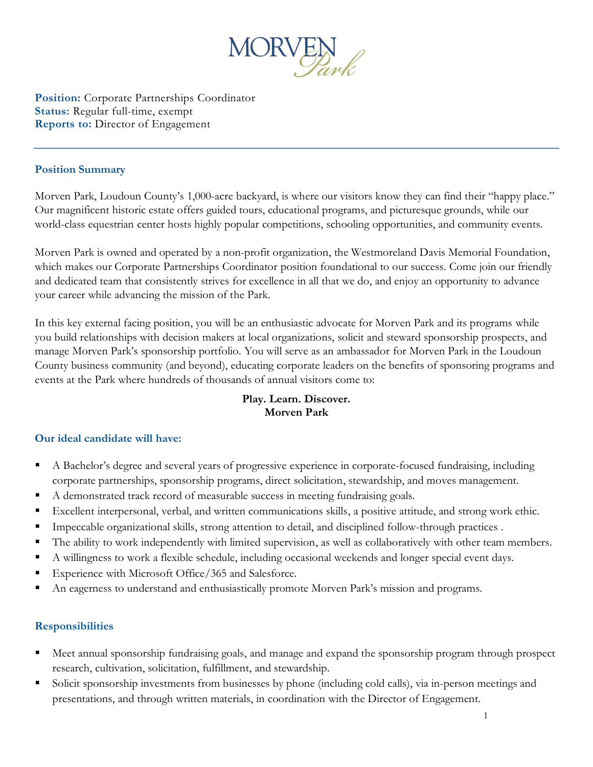**Position:** Corporate Partnerships Coordinator
**Status:** Regular full-time, exempt
**Reports to:** Director of Engagement

---

## Position Summary

Morven Park, Loudoun County's 1,000-acre backyard, is where our visitors know they can find their "happy place." Our magnificent historic estate offers guided tours, educational programs, and picturesque grounds, while our world-class equestrian center hosts highly popular competitions, schooling opportunities, and community events.

Morven Park is owned and operated by a non-profit organization, the Westmoreland Davis Memorial Foundation, which makes our Corporate Partnerships Coordinator position foundational to our success. Come join our friendly and dedicated team that consistently strives for excellence in all that we do, and enjoy an opportunity to advance your career while advancing the mission of the Park.

In this key external facing position, you will be an enthusiastic advocate for Morven Park and its programs while you build relationships with decision makers at local organizations, solicit and steward sponsorship prospects, and manage Morven Park's sponsorship portfolio. You will serve as an ambassador for Morven Park in the Loudoun County business community (and beyond), educating corporate leaders on the benefits of sponsoring programs and events at the Park where hundreds of thousands of annual visitors come to:

**Play. Learn. Discover.**
**Morven Park**

## Our ideal candidate will have:

- A Bachelor's degree and several years of progressive experience in corporate-focused fundraising, including corporate partnerships, sponsorship programs, direct solicitation, stewardship, and moves management.
- A demonstrated track record of measurable success in meeting fundraising goals.
- Excellent interpersonal, verbal, and written communications skills, a positive attitude, and strong work ethic.
- Impeccable organizational skills, strong attention to detail, and disciplined follow-through practices .
- The ability to work independently with limited supervision, as well as collaboratively with other team members.
- A willingness to work a flexible schedule, including occasional weekends and longer special event days.
- Experience with Microsoft Office/365 and Salesforce.
- An eagerness to understand and enthusiastically promote Morven Park's mission and programs.

## Responsibilities

- Meet annual sponsorship fundraising goals, and manage and expand the sponsorship program through prospect research, cultivation, solicitation, fulfillment, and stewardship.
- Solicit sponsorship investments from businesses by phone (including cold calls), via in-person meetings and presentations, and through written materials, in coordination with the Director of Engagement.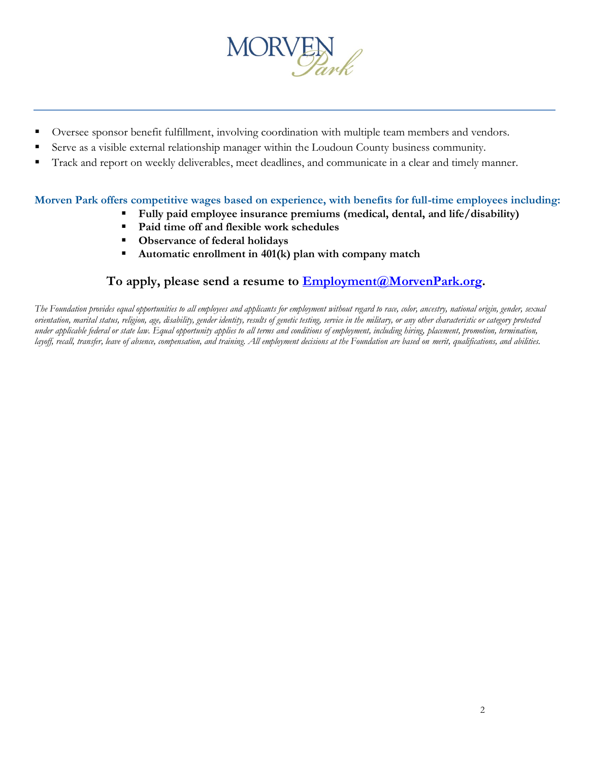- Oversee sponsor benefit fulfillment, involving coordination with multiple team members and vendors.
- Serve as a visible external relationship manager within the Loudoun County business community.
- Track and report on weekly deliverables, meet deadlines, and communicate in a clear and timely manner.

**Morven Park offers competitive wages based on experience, with benefits for full-time employees including:**

- **Fully paid employee insurance premiums (medical, dental, and life/disability)**
- **Paid time off and flexible work schedules**
- **Observance of federal holidays**
- **Automatic enrollment in 401(k) plan with company match**

**To apply, please send a resume to Employment@MorvenPark.org.**

*The Foundation provides equal opportunities to all employees and applicants for employment without regard to race, color, ancestry, national origin, gender, sexual orientation, marital status, religion, age, disability, gender identity, results of genetic testing, service in the military, or any other characteristic or category protected under applicable federal or state law. Equal opportunity applies to all terms and conditions of employment, including hiring, placement, promotion, termination, layoff, recall, transfer, leave of absence, compensation, and training. All employment decisions at the Foundation are based on merit, qualifications, and abilities.*